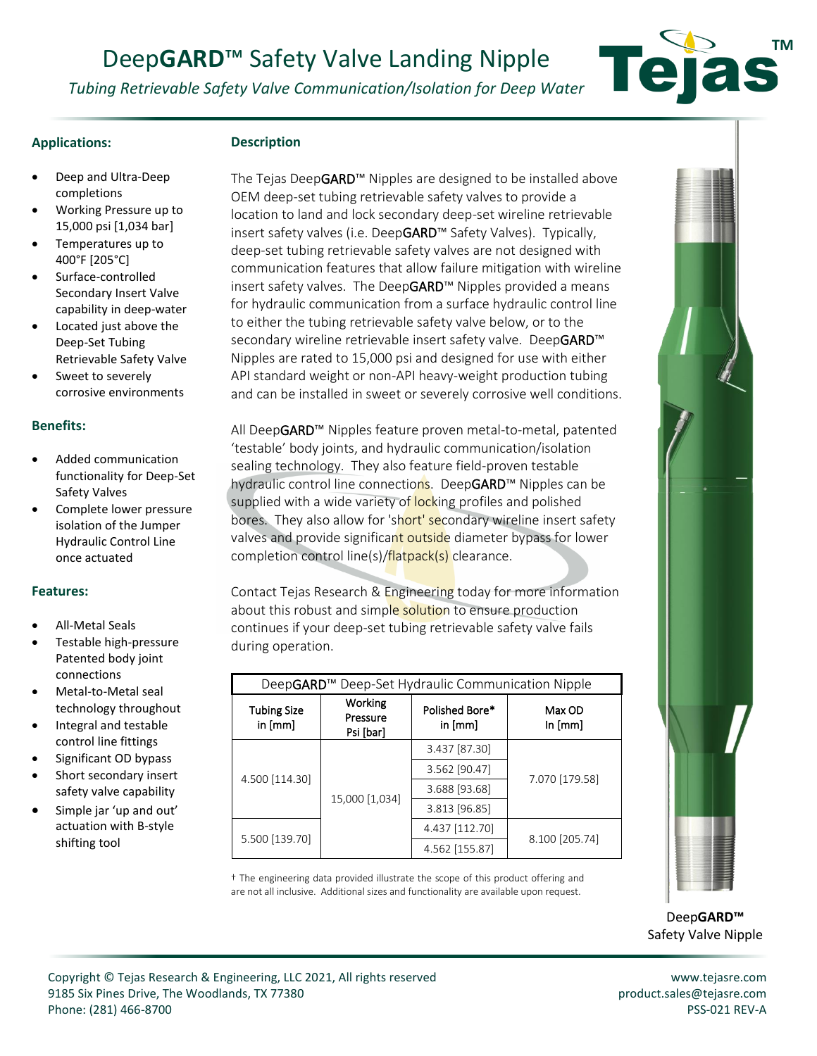# DeepGARD™ Safety Valve Landing Nipple

*Tubing Retrievable Safety Valve Communication/Isolation for Deep Water*

### Applications:

- Deep and Ultra-Deep completions
- Working Pressure up to 15,000 psi [1,034 bar]
- Temperatures up to 400°F [205°C]
- Surface-controlled Secondary Insert Valve capability in deep-water
- Located just above the Deep-Set Tubing Retrievable Safety Valve
- Sweet to severely corrosive environments

### Benefits:

- Added communication functionality for Deep-Set Safety Valves
- Complete lower pressure isolation of the Jumper Hydraulic Control Line once actuated

### Features:

- All-Metal Seals
- Testable high-pressure Patented body joint connections
- Metal-to-Metal seal technology throughout
- Integral and testable control line fittings
- Significant OD bypass
- Short secondary insert safety valve capability
- Simple jar 'up and out' actuation with B-style shifting tool

### Description

The Tejas DeepGARD™ Nipples are designed to be installed above OEM deep-set tubing retrievable safety valves to provide a location to land and lock secondary deep-set wireline retrievable insert safety valves (i.e. DeepGARD™ Safety Valves). Typically, deep-set tubing retrievable safety valves are not designed with communication features that allow failure mitigation with wireline insert safety valves. The DeepGARD™ Nipples provided a means for hydraulic communication from a surface hydraulic control line to either the tubing retrievable safety valve below, or to the secondary wireline retrievable insert safety valve. DeepGARD™ Nipples are rated to 15,000 psi and designed for use with either API standard weight or non-API heavy-weight production tubing and can be installed in sweet or severely corrosive well conditions.

All DeepGARD™ Nipples feature proven metal-to-metal, patented 'testable' body joints, and hydraulic communication/isolation sealing technology. They also feature field-proven testable hydraulic control line connections. DeepGARD™ Nipples can be supplied with a wide variety of locking profiles and polished bores. They also allow for 'short' secondary wireline insert safety valves and provide significant outside diameter bypass for lower completion control line(s)/flatpack(s) clearance.

Contact Tejas Research & Engineering today for more information about this robust and simple solution to ensure production continues if your deep-set tubing retrievable safety valve fails during operation.

| DeepGARD™ Deep-Set Hydraulic Communication Nipple | | | |
|---|---|---|---|
| Tubing Size in [mm] | Working Pressure Psi [bar] | Polished Bore* in [mm] | Max OD In [mm] |
| 4.500 [114.30] | 15,000 [1,034] | 3.437 [87.30] | 7.070 [179.58] |
| | | 3.562 [90.47] | |
| | | 3.688 [93.68] | |
| | | 3.813 [96.85] | |
| 5.500 [139.70] | | 4.437 [112.70] | 8.100 [205.74] |
| | | 4.562 [155.87] | |

† The engineering data provided illustrate the scope of this product offering and are not all inclusive. Additional sizes and functionality are available upon request.

DeepGARD™ Safety Valve Nipple

Copyright © Tejas Research & Engineering, LLC 2021, All rights reserved
9185 Six Pines Drive, The Woodlands, TX 77380
Phone: (281) 466-8700

www.tejasre.com
product.sales@tejasre.com
PSS-021 REV-A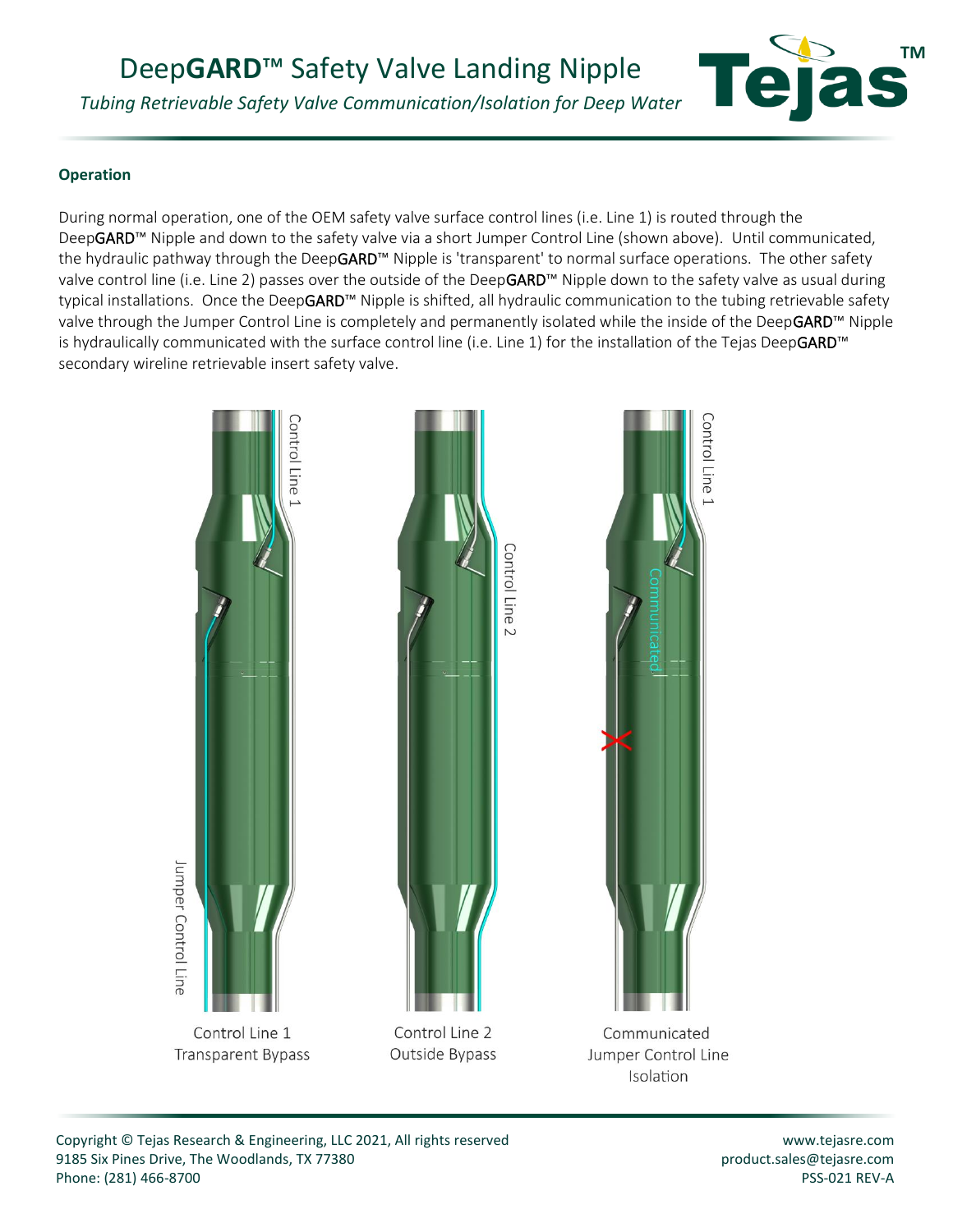# DeepGARD™ Safety Valve Landing Nipple

*Tubing Retrievable Safety Valve Communication/Isolation for Deep Water*

### Operation

During normal operation, one of the OEM safety valve surface control lines (i.e. Line 1) is routed through the DeepGARD™ Nipple and down to the safety valve via a short Jumper Control Line (shown above). Until communicated, the hydraulic pathway through the DeepGARD™ Nipple is 'transparent' to normal surface operations. The other safety valve control line (i.e. Line 2) passes over the outside of the DeepGARD™ Nipple down to the safety valve as usual during typical installations. Once the DeepGARD™ Nipple is shifted, all hydraulic communication to the tubing retrievable safety valve through the Jumper Control Line is completely and permanently isolated while the inside of the DeepGARD™ Nipple is hydraulically communicated with the surface control line (i.e. Line 1) for the installation of the Tejas DeepGARD™ secondary wireline retrievable insert safety valve.

Control Line 1

Jumper Control Line

Control Line 2

Control Line 1

Communicated

Control Line 1 Transparent Bypass

Control Line 2 Outside Bypass

Communicated Jumper Control Line Isolation

Copyright © Tejas Research & Engineering, LLC 2021, All rights reserved
9185 Six Pines Drive, The Woodlands, TX 77380
Phone: (281) 466-8700

www.tejasre.com
product.sales@tejasre.com
PSS-021 REV-A